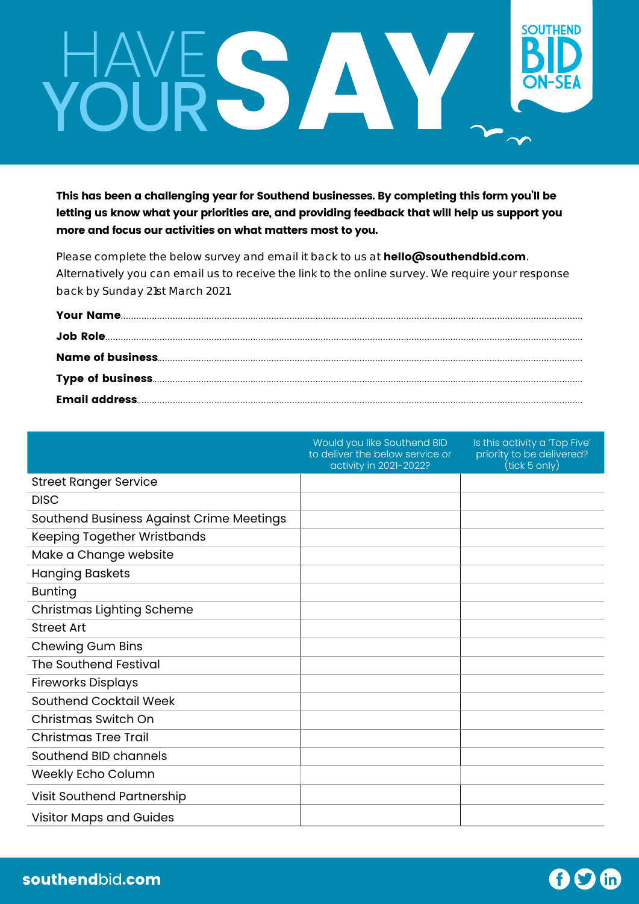# HAVE YOUR SAY

SOUTHEND BID ON-SEA

**This has been a challenging year for Southend businesses. By completing this form you'll be letting us know what your priorities are, and providing feedback that will help us support you more and focus our activities on what matters most to you.**

Please complete the below survey and email it back to us at **hello@southendbid.com**. Alternatively you can email us to receive the link to the online survey. We require your response back by Sunday 21st March 2021.

**Your Name**...................................................................................................................................................

**Job Role**...................................................................................................................................................

**Name of business**...................................................................................................................................................

**Type of business**...................................................................................................................................................

**Email address**...................................................................................................................................................

| | Would you like Southend BID to deliver the below service or activity in 2021-2022? | Is this activity a 'Top Five' priority to be delivered? (tick 5 only) |
|---|---|---|
| Street Ranger Service | | |
| DISC | | |
| Southend Business Against Crime Meetings | | |
| Keeping Together Wristbands | | |
| Make a Change website | | |
| Hanging Baskets | | |
| Bunting | | |
| Christmas Lighting Scheme | | |
| Street Art | | |
| Chewing Gum Bins | | |
| The Southend Festival | | |
| Fireworks Displays | | |
| Southend Cocktail Week | | |
| Christmas Switch On | | |
| Christmas Tree Trail | | |
| Southend BID channels | | |
| Weekly Echo Column | | |
| Visit Southend Partnership | | |
| Visitor Maps and Guides | | |

**southendbid.com**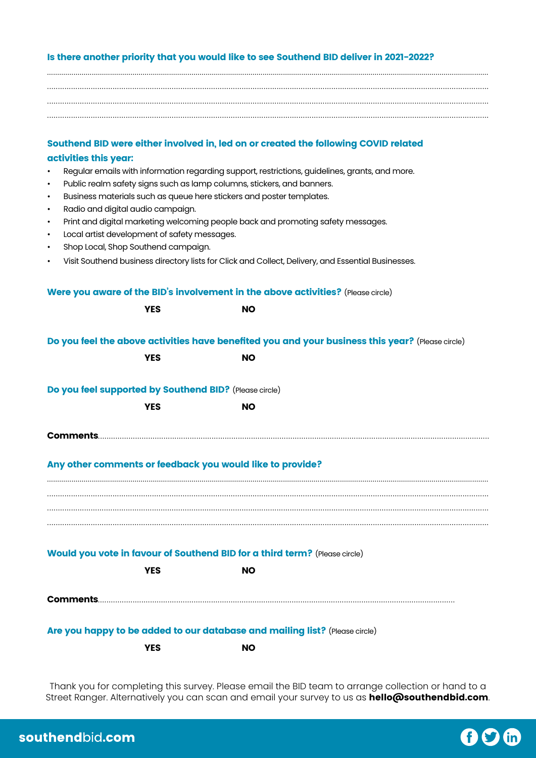**Is there another priority that you would like to see Southend BID deliver in 2021-2022?**

.......................................................................................................................................................................

.......................................................................................................................................................................

.......................................................................................................................................................................

.......................................................................................................................................................................

**Southend BID were either involved in, led on or created the following COVID related activities this year:**

- Regular emails with information regarding support, restrictions, guidelines, grants, and more.
- Public realm safety signs such as lamp columns, stickers, and banners.
- Business materials such as queue here stickers and poster templates.
- Radio and digital audio campaign.
- Print and digital marketing welcoming people back and promoting safety messages.
- Local artist development of safety messages.
- Shop Local, Shop Southend campaign.
- Visit Southend business directory lists for Click and Collect, Delivery, and Essential Businesses.

**Were you aware of the BID's involvement in the above activities?** (Please circle)

**YES** **NO**

**Do you feel the above activities have benefited you and your business this year?** (Please circle)

**YES** **NO**

**Do you feel supported by Southend BID?** (Please circle)

**YES** **NO**

**Comments**.......................................................................................................................................................

**Any other comments or feedback you would like to provide?**

.......................................................................................................................................................................

.......................................................................................................................................................................

.......................................................................................................................................................................

.......................................................................................................................................................................

**Would you vote in favour of Southend BID for a third term?** (Please circle)

**YES** **NO**

**Comments**..............................................................................................................................................

**Are you happy to be added to our database and mailing list?** (Please circle)

**YES** **NO**

Thank you for completing this survey. Please email the BID team to arrange collection or hand to a Street Ranger. Alternatively you can scan and email your survey to us as **hello@southendbid.com**.

**southendbid.com**